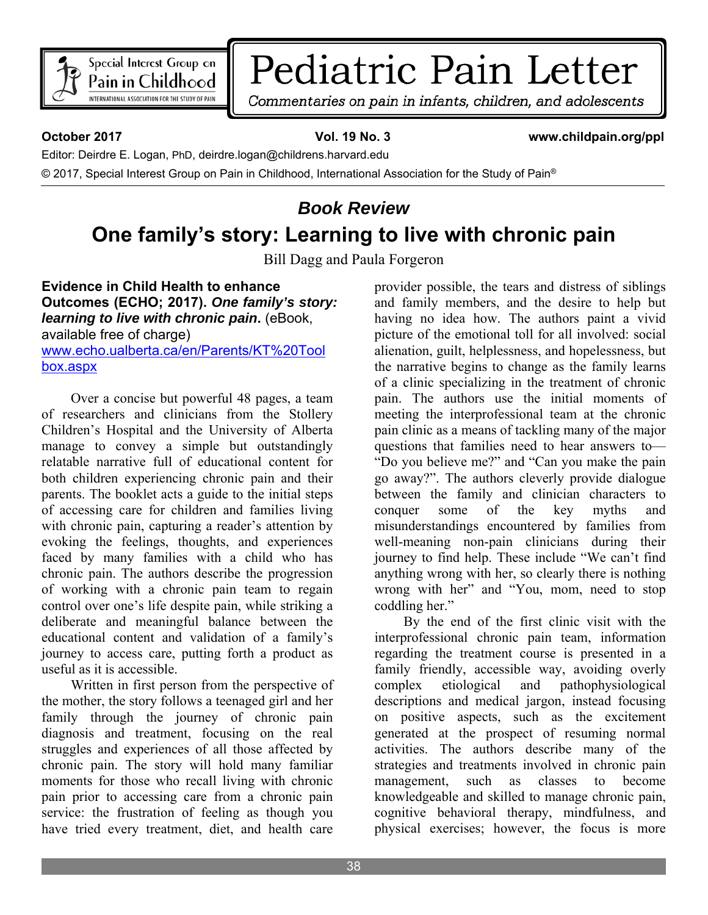# Pediatric Pain Letter

*Commentaries on pain in infants, children, and adolescents*

**October 2017** **Vol. 19 No. 3** **www.childpain.org/ppl**

Editor: Deirdre E. Logan, PhD, deirdre.logan@childrens.harvard.edu

© 2017, Special Interest Group on Pain in Childhood, International Association for the Study of Pain®

## *Book Review*

# One family's story: Learning to live with chronic pain

Bill Dagg and Paula Forgeron

**Evidence in Child Health to enhance Outcomes (ECHO; 2017).** ***One family's story: learning to live with chronic pain*****.** (eBook, available free of charge) [www.echo.ualberta.ca/en/Parents/KT%20Toolbox.aspx](www.echo.ualberta.ca/en/Parents/KT%20Toolbox.aspx)

Over a concise but powerful 48 pages, a team of researchers and clinicians from the Stollery Children's Hospital and the University of Alberta manage to convey a simple but outstandingly relatable narrative full of educational content for both children experiencing chronic pain and their parents. The booklet acts a guide to the initial steps of accessing care for children and families living with chronic pain, capturing a reader's attention by evoking the feelings, thoughts, and experiences faced by many families with a child who has chronic pain. The authors describe the progression of working with a chronic pain team to regain control over one's life despite pain, while striking a deliberate and meaningful balance between the educational content and validation of a family's journey to access care, putting forth a product as useful as it is accessible.

Written in first person from the perspective of the mother, the story follows a teenaged girl and her family through the journey of chronic pain diagnosis and treatment, focusing on the real struggles and experiences of all those affected by chronic pain. The story will hold many familiar moments for those who recall living with chronic pain prior to accessing care from a chronic pain service: the frustration of feeling as though you have tried every treatment, diet, and health care provider possible, the tears and distress of siblings and family members, and the desire to help but having no idea how. The authors paint a vivid picture of the emotional toll for all involved: social alienation, guilt, helplessness, and hopelessness, but the narrative begins to change as the family learns of a clinic specializing in the treatment of chronic pain. The authors use the initial moments of meeting the interprofessional team at the chronic pain clinic as a means of tackling many of the major questions that families need to hear answers to—"Do you believe me?" and "Can you make the pain go away?". The authors cleverly provide dialogue between the family and clinician characters to conquer some of the key myths and misunderstandings encountered by families from well-meaning non-pain clinicians during their journey to find help. These include "We can't find anything wrong with her, so clearly there is nothing wrong with her" and "You, mom, need to stop coddling her."

By the end of the first clinic visit with the interprofessional chronic pain team, information regarding the treatment course is presented in a family friendly, accessible way, avoiding overly complex etiological and pathophysiological descriptions and medical jargon, instead focusing on positive aspects, such as the excitement generated at the prospect of resuming normal activities. The authors describe many of the strategies and treatments involved in chronic pain management, such as classes to become knowledgeable and skilled to manage chronic pain, cognitive behavioral therapy, mindfulness, and physical exercises; however, the focus is more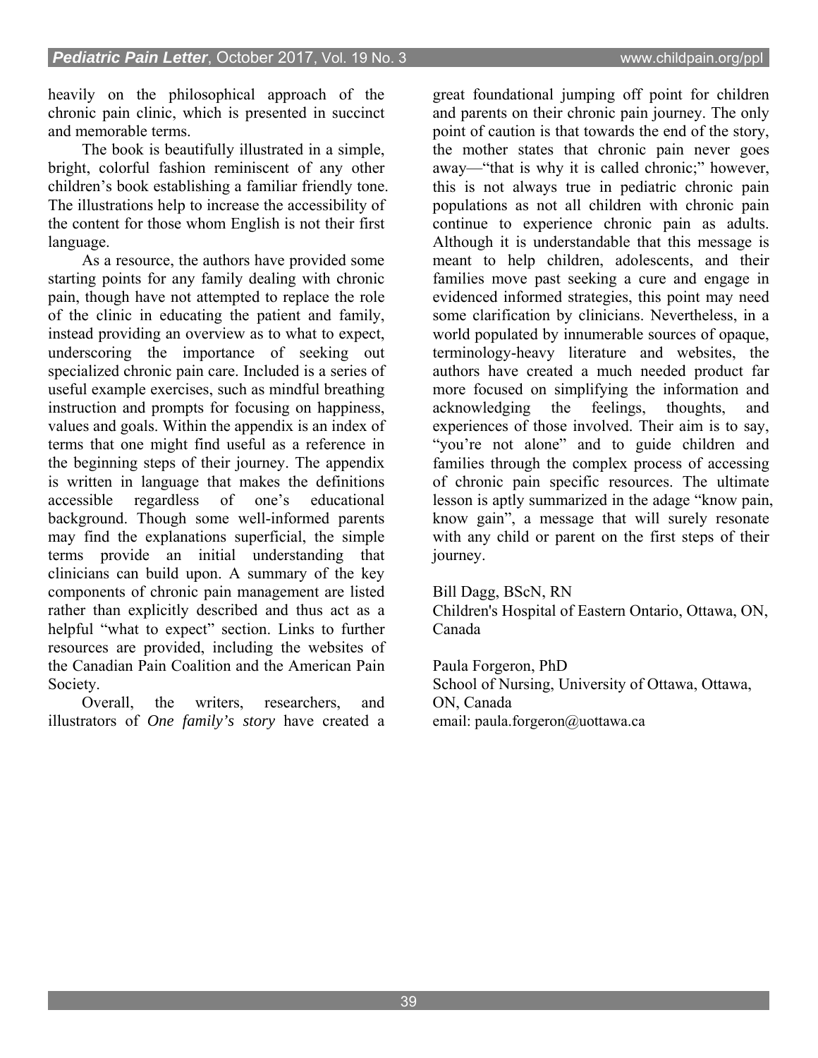heavily on the philosophical approach of the chronic pain clinic, which is presented in succinct and memorable terms.

The book is beautifully illustrated in a simple, bright, colorful fashion reminiscent of any other children's book establishing a familiar friendly tone. The illustrations help to increase the accessibility of the content for those whom English is not their first language.

As a resource, the authors have provided some starting points for any family dealing with chronic pain, though have not attempted to replace the role of the clinic in educating the patient and family, instead providing an overview as to what to expect, underscoring the importance of seeking out specialized chronic pain care. Included is a series of useful example exercises, such as mindful breathing instruction and prompts for focusing on happiness, values and goals. Within the appendix is an index of terms that one might find useful as a reference in the beginning steps of their journey. The appendix is written in language that makes the definitions accessible regardless of one's educational background. Though some well-informed parents may find the explanations superficial, the simple terms provide an initial understanding that clinicians can build upon. A summary of the key components of chronic pain management are listed rather than explicitly described and thus act as a helpful "what to expect" section. Links to further resources are provided, including the websites of the Canadian Pain Coalition and the American Pain Society.

Overall, the writers, researchers, and illustrators of *One family's story* have created a great foundational jumping off point for children and parents on their chronic pain journey. The only point of caution is that towards the end of the story, the mother states that chronic pain never goes away—"that is why it is called chronic;" however, this is not always true in pediatric chronic pain populations as not all children with chronic pain continue to experience chronic pain as adults. Although it is understandable that this message is meant to help children, adolescents, and their families move past seeking a cure and engage in evidenced informed strategies, this point may need some clarification by clinicians. Nevertheless, in a world populated by innumerable sources of opaque, terminology-heavy literature and websites, the authors have created a much needed product far more focused on simplifying the information and acknowledging the feelings, thoughts, and experiences of those involved. Their aim is to say, "you're not alone" and to guide children and families through the complex process of accessing of chronic pain specific resources. The ultimate lesson is aptly summarized in the adage "know pain, know gain", a message that will surely resonate with any child or parent on the first steps of their journey.

Bill Dagg, BScN, RN
Children's Hospital of Eastern Ontario, Ottawa, ON, Canada

Paula Forgeron, PhD
School of Nursing, University of Ottawa, Ottawa, ON, Canada
email: paula.forgeron@uottawa.ca